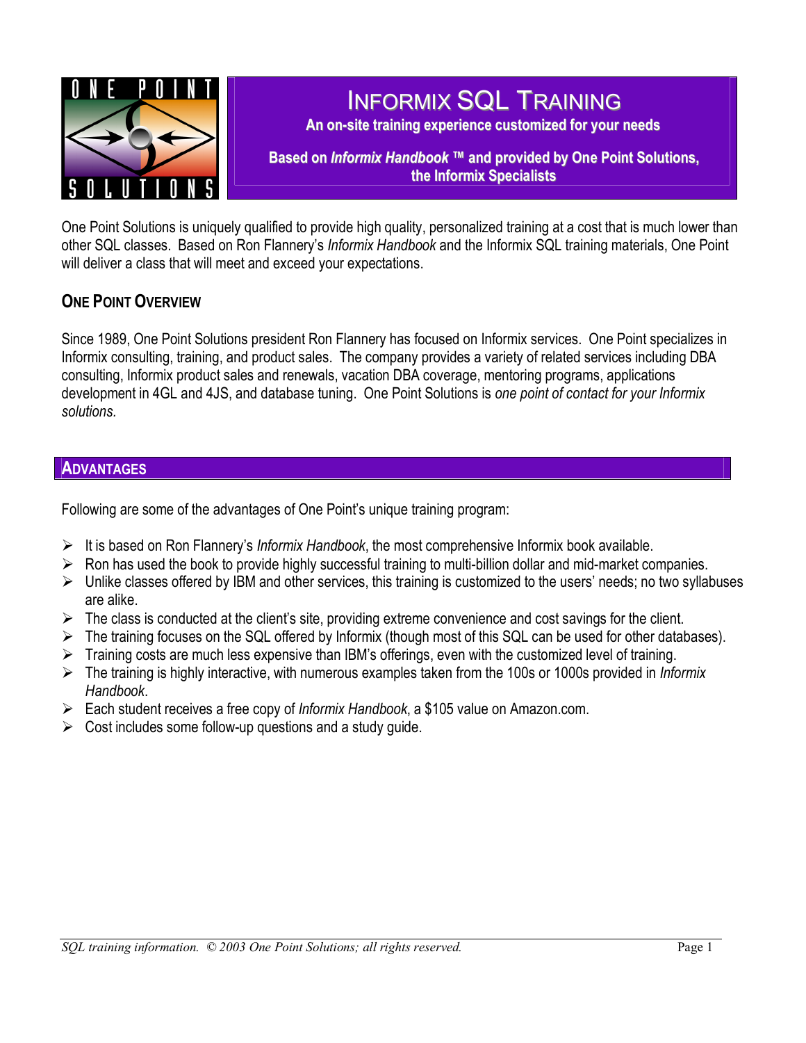# Informix SQL Training

**An on-site training experience customized for your needs**

**Based on *Informix Handbook* ™ and provided by One Point Solutions, the Informix Specialists**

One Point Solutions is uniquely qualified to provide high quality, personalized training at a cost that is much lower than other SQL classes. Based on Ron Flannery's *Informix Handbook* and the Informix SQL training materials, One Point will deliver a class that will meet and exceed your expectations.

## One Point Overview

Since 1989, One Point Solutions president Ron Flannery has focused on Informix services. One Point specializes in Informix consulting, training, and product sales. The company provides a variety of related services including DBA consulting, Informix product sales and renewals, vacation DBA coverage, mentoring programs, applications development in 4GL and 4JS, and database tuning. One Point Solutions is *one point of contact for your Informix solutions.*

## Advantages

Following are some of the advantages of One Point's unique training program:

- It is based on Ron Flannery's *Informix Handbook*, the most comprehensive Informix book available.
- Ron has used the book to provide highly successful training to multi-billion dollar and mid-market companies.
- Unlike classes offered by IBM and other services, this training is customized to the users' needs; no two syllabuses are alike.
- The class is conducted at the client's site, providing extreme convenience and cost savings for the client.
- The training focuses on the SQL offered by Informix (though most of this SQL can be used for other databases).
- Training costs are much less expensive than IBM's offerings, even with the customized level of training.
- The training is highly interactive, with numerous examples taken from the 100s or 1000s provided in *Informix Handbook*.
- Each student receives a free copy of *Informix Handbook*, a $105 value on Amazon.com.
- Cost includes some follow-up questions and a study guide.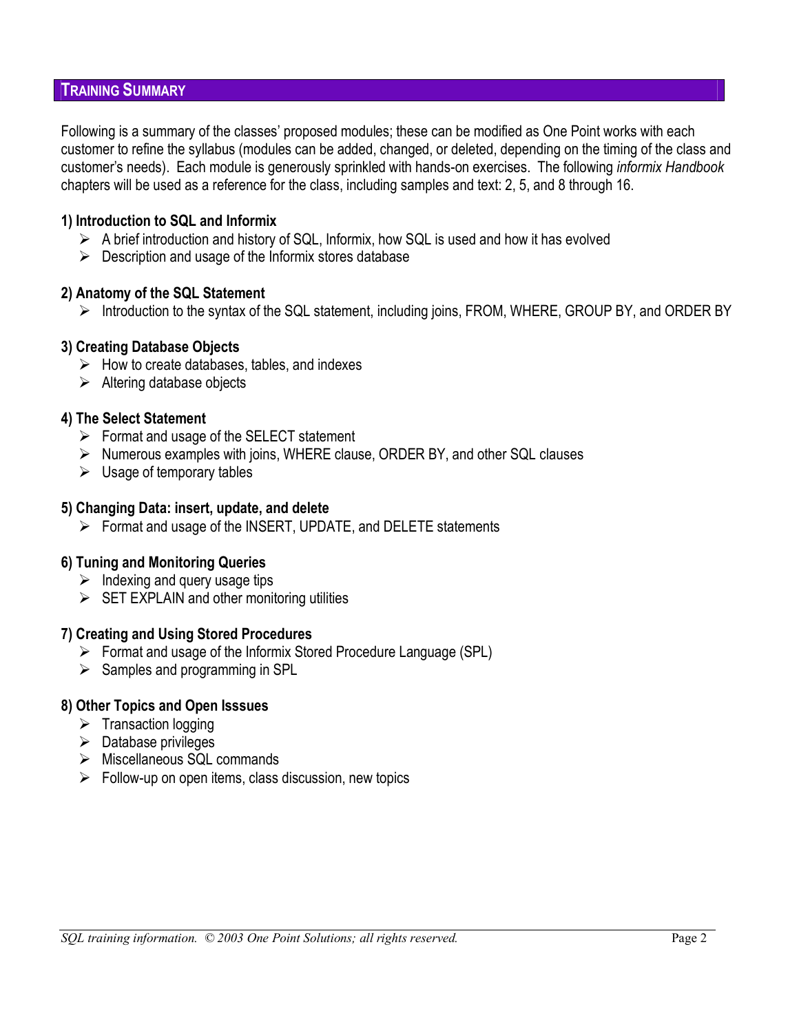## Training Summary

Following is a summary of the classes' proposed modules; these can be modified as One Point works with each customer to refine the syllabus (modules can be added, changed, or deleted, depending on the timing of the class and customer's needs). Each module is generously sprinkled with hands-on exercises. The following *informix Handbook* chapters will be used as a reference for the class, including samples and text: 2, 5, and 8 through 16.

### 1) Introduction to SQL and Informix

- A brief introduction and history of SQL, Informix, how SQL is used and how it has evolved
- Description and usage of the Informix stores database

### 2) Anatomy of the SQL Statement

- Introduction to the syntax of the SQL statement, including joins, FROM, WHERE, GROUP BY, and ORDER BY

### 3) Creating Database Objects

- How to create databases, tables, and indexes
- Altering database objects

### 4) The Select Statement

- Format and usage of the SELECT statement
- Numerous examples with joins, WHERE clause, ORDER BY, and other SQL clauses
- Usage of temporary tables

### 5) Changing Data: insert, update, and delete

- Format and usage of the INSERT, UPDATE, and DELETE statements

### 6) Tuning and Monitoring Queries

- Indexing and query usage tips
- SET EXPLAIN and other monitoring utilities

### 7) Creating and Using Stored Procedures

- Format and usage of the Informix Stored Procedure Language (SPL)
- Samples and programming in SPL

### 8) Other Topics and Open Isssues

- Transaction logging
- Database privileges
- Miscellaneous SQL commands
- Follow-up on open items, class discussion, new topics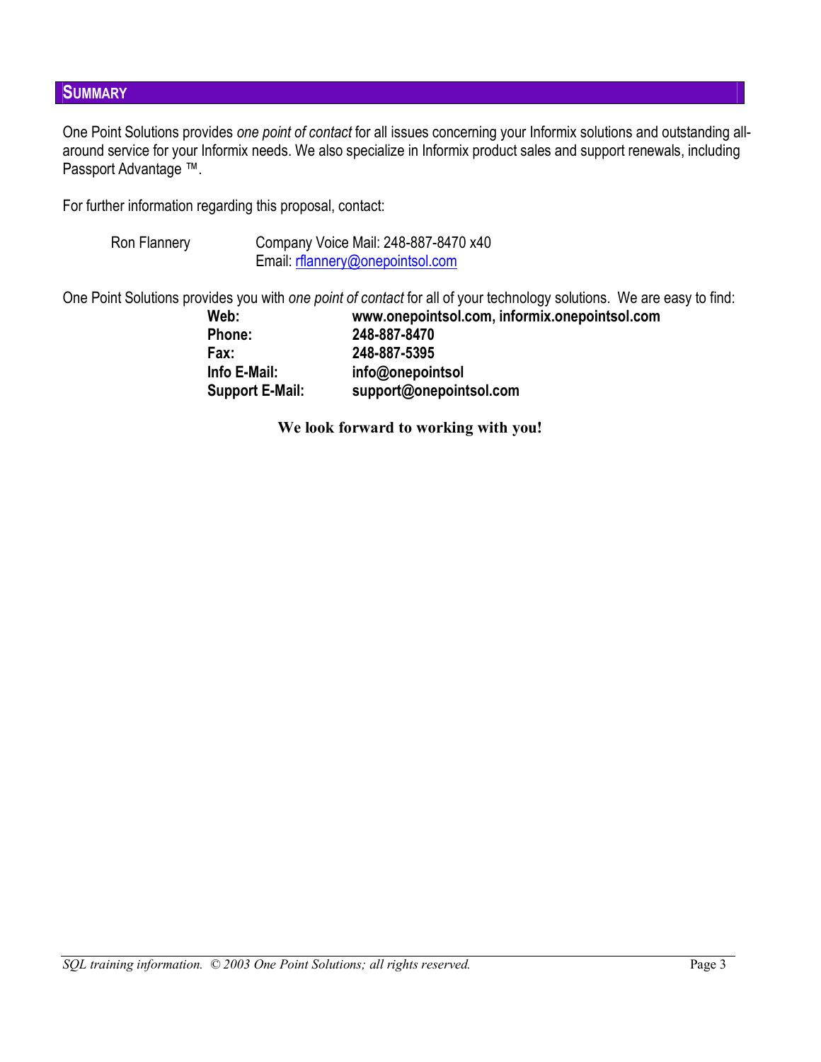## SUMMARY

One Point Solutions provides *one point of contact* for all issues concerning your Informix solutions and outstanding all-around service for your Informix needs. We also specialize in Informix product sales and support renewals, including Passport Advantage ™.

For further information regarding this proposal, contact:

| | |
|---|---|
| Ron Flannery | Company Voice Mail: 248-887-8470 x40<br>Email: rflannery@onepointsol.com |

One Point Solutions provides you with *one point of contact* for all of your technology solutions. We are easy to find:

| | |
|---|---|
| **Web:** | **www.onepointsol.com, informix.onepointsol.com** |
| **Phone:** | **248-887-8470** |
| **Fax:** | **248-887-5395** |
| **Info E-Mail:** | **info@onepointsol** |
| **Support E-Mail:** | **support@onepointsol.com** |

**We look forward to working with you!**